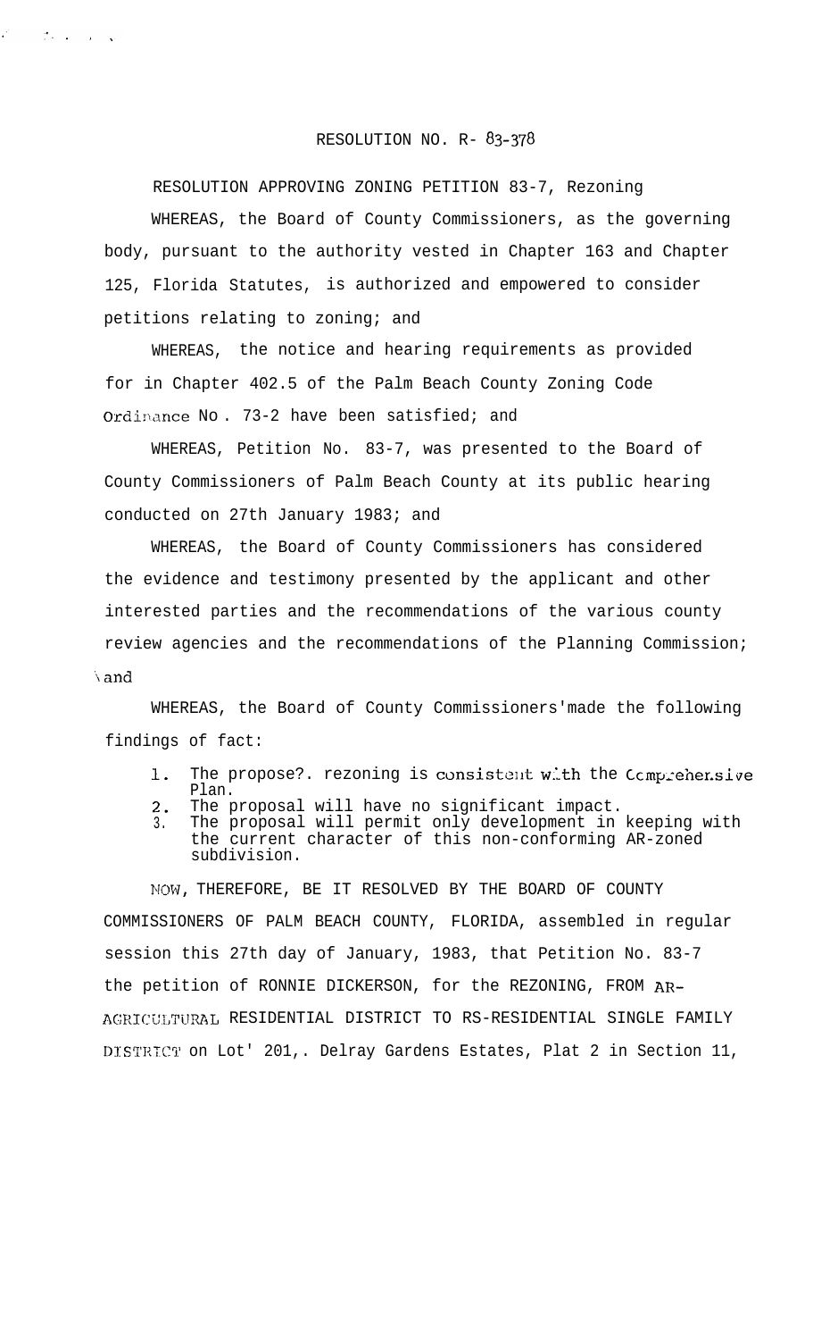RESOLUTION NO. R- 83-378

RESOLUTION APPROVING ZONING PETITION 83-7, Rezoning

WHEREAS, the Board of County Commissioners, as the governing body, pursuant to the authority vested in Chapter 163 and Chapter 125, Florida Statutes, is authorized and empowered to consider petitions relating to zoning; and

WHEREAS, the notice and hearing requirements as provided for in Chapter 402.5 of the Palm Beach County Zoning Code Ordinance No. 73-2 have been satisfied; and

WHEREAS, Petition No. 83-7, was presented to the Board of County Commissioners of Palm Beach County at its public hearing conducted on 27th January 1983; and

WHEREAS, the Board of County Commissioners has considered the evidence and testimony presented by the applicant and other interested parties and the recommendations of the various county review agencies and the recommendations of the Planning Commission; and

WHEREAS, the Board of County Commissioners made the following findings of fact:

1. The proposed rezoning is consistent with the Comprehensive Plan.
2. The proposal will have no significant impact.
3. The proposal will permit only development in keeping with the current character of this non-conforming AR-zoned subdivision.

NOW, THEREFORE, BE IT RESOLVED BY THE BOARD OF COUNTY COMMISSIONERS OF PALM BEACH COUNTY, FLORIDA, assembled in regular session this 27th day of January, 1983, that Petition No. 83-7 the petition of RONNIE DICKERSON, for the REZONING, FROM AR-AGRICULTURAL RESIDENTIAL DISTRICT TO RS-RESIDENTIAL SINGLE FAMILY DISTRICT on Lot 201, Delray Gardens Estates, Plat 2 in Section 11,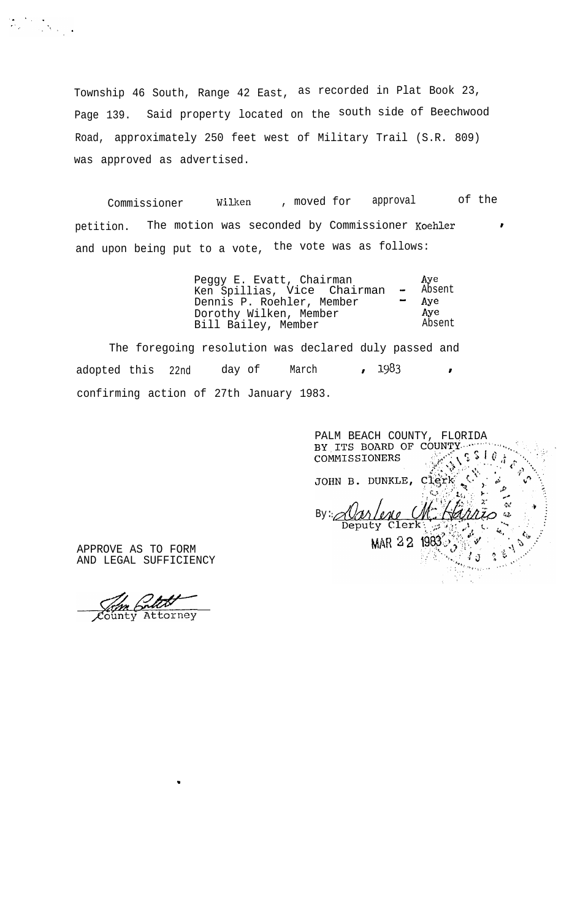Township 46 South, Range 42 East, as recorded in Plat Book 23, Page 139. Said property located on the south side of Beechwood Road, approximately 250 feet west of Military Trail (S.R. 809) was approved as advertised.

Commissioner Wilken, moved for approval of the petition. The motion was seconded by Commissioner Koehler, and upon being put to a vote, the vote was as follows:

| | | |
|---|---|---|
| Peggy E. Evatt, Chairman | | Aye |
| Ken Spillias, Vice Chairman | - | Absent |
| Dennis P. Roehler, Member | - | Aye |
| Dorothy Wilken, Member | | Aye |
| Bill Bailey, Member | | Absent |

The foregoing resolution was declared duly passed and adopted this 22nd day of March, 1983, confirming action of 27th January 1983.

PALM BEACH COUNTY, FLORIDA
BY ITS BOARD OF COUNTY
COMMISSIONERS

JOHN B. DUNKLE, Clerk

By: Darlene M. Harris
Deputy Clerk

MAR 22 1983

APPROVE AS TO FORM
AND LEGAL SUFFICIENCY

County Attorney